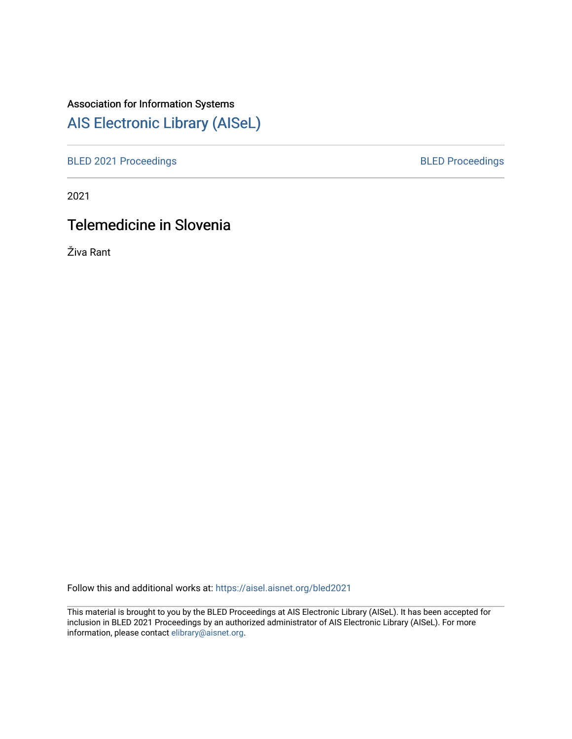Association for Information Systems

# AIS Electronic Library (AISeL)

BLED 2021 Proceedings | BLED Proceedings

2021

## Telemedicine in Slovenia

Živa Rant

Follow this and additional works at: https://aisel.aisnet.org/bled2021

This material is brought to you by the BLED Proceedings at AIS Electronic Library (AISeL). It has been accepted for inclusion in BLED 2021 Proceedings by an authorized administrator of AIS Electronic Library (AISeL). For more information, please contact elibrary@aisnet.org.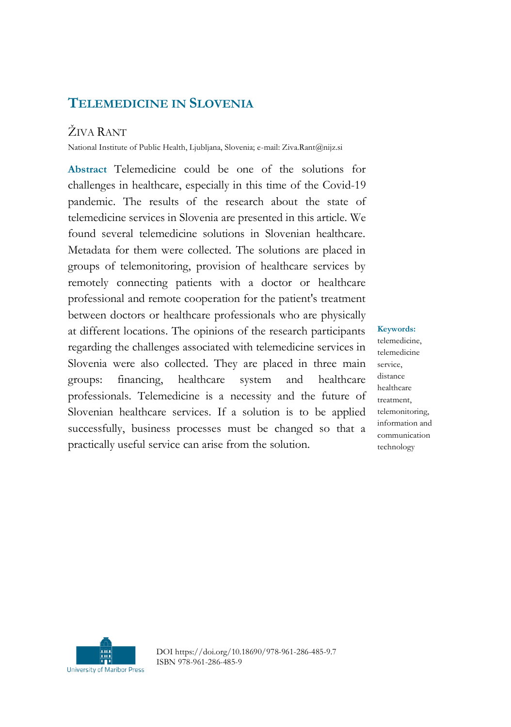# TELEMEDICINE IN SLOVENIA

ŽIVA RANT

National Institute of Public Health, Ljubljana, Slovenia; e-mail: Ziva.Rant@nijz.si

**Abstract** Telemedicine could be one of the solutions for challenges in healthcare, especially in this time of the Covid-19 pandemic. The results of the research about the state of telemedicine services in Slovenia are presented in this article. We found several telemedicine solutions in Slovenian healthcare. Metadata for them were collected. The solutions are placed in groups of telemonitoring, provision of healthcare services by remotely connecting patients with a doctor or healthcare professional and remote cooperation for the patient's treatment between doctors or healthcare professionals who are physically at different locations. The opinions of the research participants regarding the challenges associated with telemedicine services in Slovenia were also collected. They are placed in three main groups: financing, healthcare system and healthcare professionals. Telemedicine is a necessity and the future of Slovenian healthcare services. If a solution is to be applied successfully, business processes must be changed so that a practically useful service can arise from the solution.

**Keywords:** telemedicine, telemedicine service, distance healthcare treatment, telemonitoring, information and communication technology

University of Maribor Press

DOI https://doi.org/10.18690/978-961-286-485-9.7
ISBN 978-961-286-485-9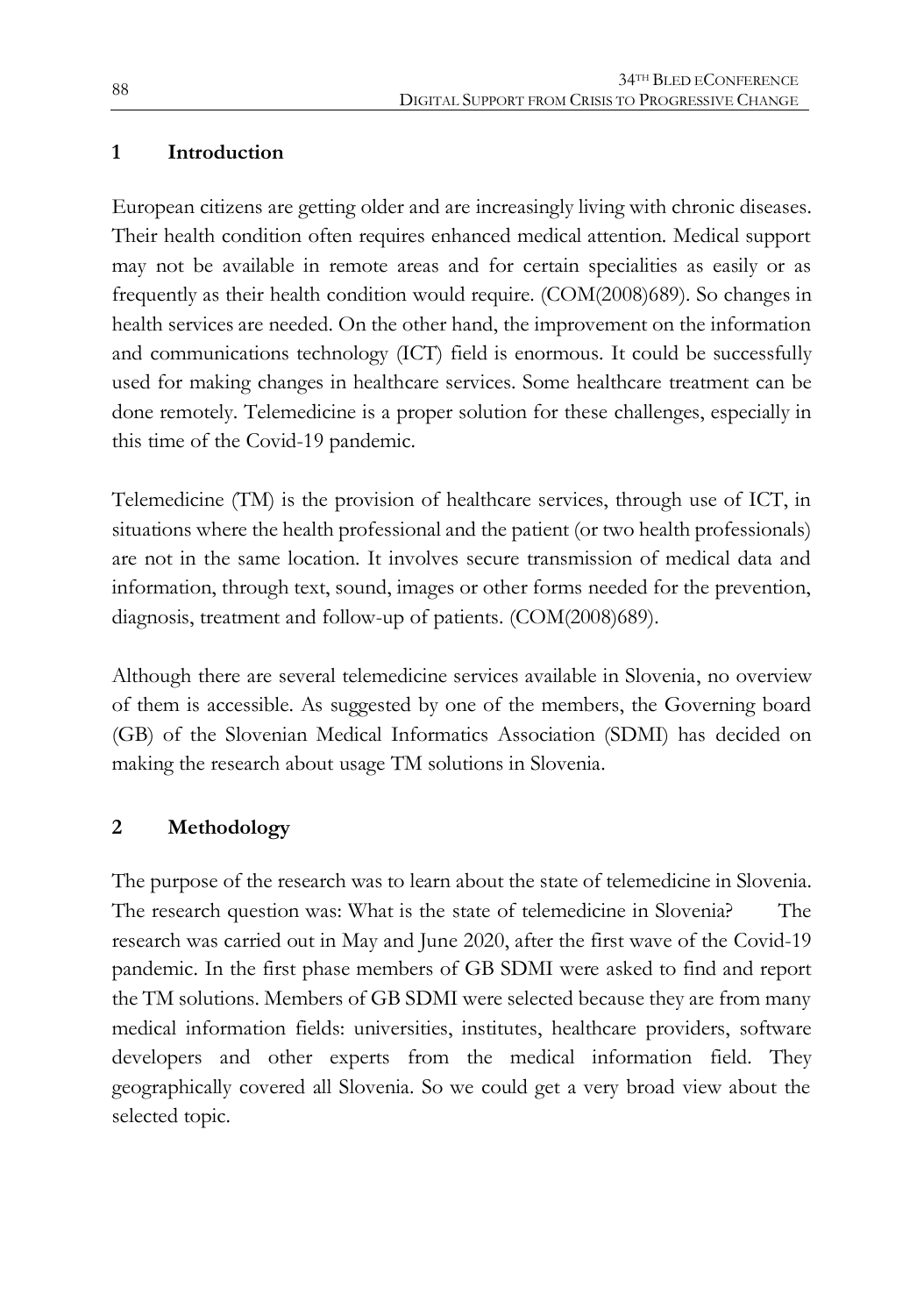## 1 Introduction

European citizens are getting older and are increasingly living with chronic diseases. Their health condition often requires enhanced medical attention. Medical support may not be available in remote areas and for certain specialities as easily or as frequently as their health condition would require. (COM(2008)689). So changes in health services are needed. On the other hand, the improvement on the information and communications technology (ICT) field is enormous. It could be successfully used for making changes in healthcare services. Some healthcare treatment can be done remotely. Telemedicine is a proper solution for these challenges, especially in this time of the Covid-19 pandemic.

Telemedicine (TM) is the provision of healthcare services, through use of ICT, in situations where the health professional and the patient (or two health professionals) are not in the same location. It involves secure transmission of medical data and information, through text, sound, images or other forms needed for the prevention, diagnosis, treatment and follow-up of patients. (COM(2008)689).

Although there are several telemedicine services available in Slovenia, no overview of them is accessible. As suggested by one of the members, the Governing board (GB) of the Slovenian Medical Informatics Association (SDMI) has decided on making the research about usage TM solutions in Slovenia.

## 2 Methodology

The purpose of the research was to learn about the state of telemedicine in Slovenia. The research question was: What is the state of telemedicine in Slovenia? The research was carried out in May and June 2020, after the first wave of the Covid-19 pandemic. In the first phase members of GB SDMI were asked to find and report the TM solutions. Members of GB SDMI were selected because they are from many medical information fields: universities, institutes, healthcare providers, software developers and other experts from the medical information field. They geographically covered all Slovenia. So we could get a very broad view about the selected topic.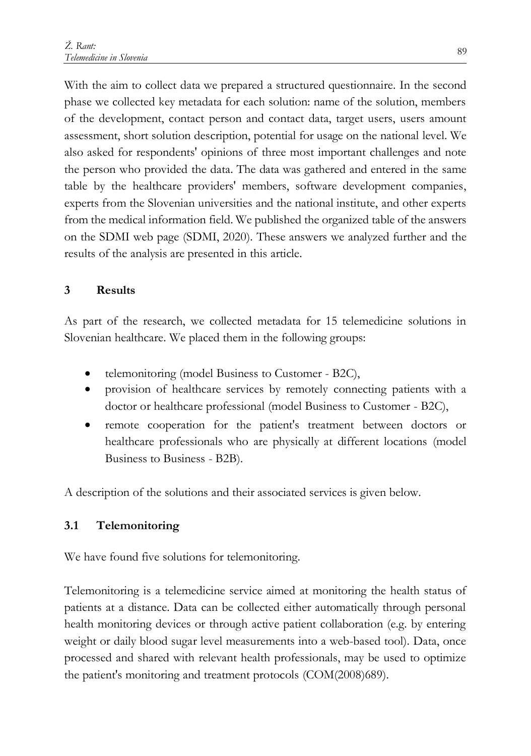With the aim to collect data we prepared a structured questionnaire. In the second phase we collected key metadata for each solution: name of the solution, members of the development, contact person and contact data, target users, users amount assessment, short solution description, potential for usage on the national level. We also asked for respondents' opinions of three most important challenges and note the person who provided the data. The data was gathered and entered in the same table by the healthcare providers' members, software development companies, experts from the Slovenian universities and the national institute, and other experts from the medical information field. We published the organized table of the answers on the SDMI web page (SDMI, 2020). These answers we analyzed further and the results of the analysis are presented in this article.

## 3 Results

As part of the research, we collected metadata for 15 telemedicine solutions in Slovenian healthcare. We placed them in the following groups:

- telemonitoring (model Business to Customer - B2C),
- provision of healthcare services by remotely connecting patients with a doctor or healthcare professional (model Business to Customer - B2C),
- remote cooperation for the patient's treatment between doctors or healthcare professionals who are physically at different locations (model Business to Business - B2B).

A description of the solutions and their associated services is given below.

### 3.1 Telemonitoring

We have found five solutions for telemonitoring.

Telemonitoring is a telemedicine service aimed at monitoring the health status of patients at a distance. Data can be collected either automatically through personal health monitoring devices or through active patient collaboration (e.g. by entering weight or daily blood sugar level measurements into a web-based tool). Data, once processed and shared with relevant health professionals, may be used to optimize the patient's monitoring and treatment protocols (COM(2008)689).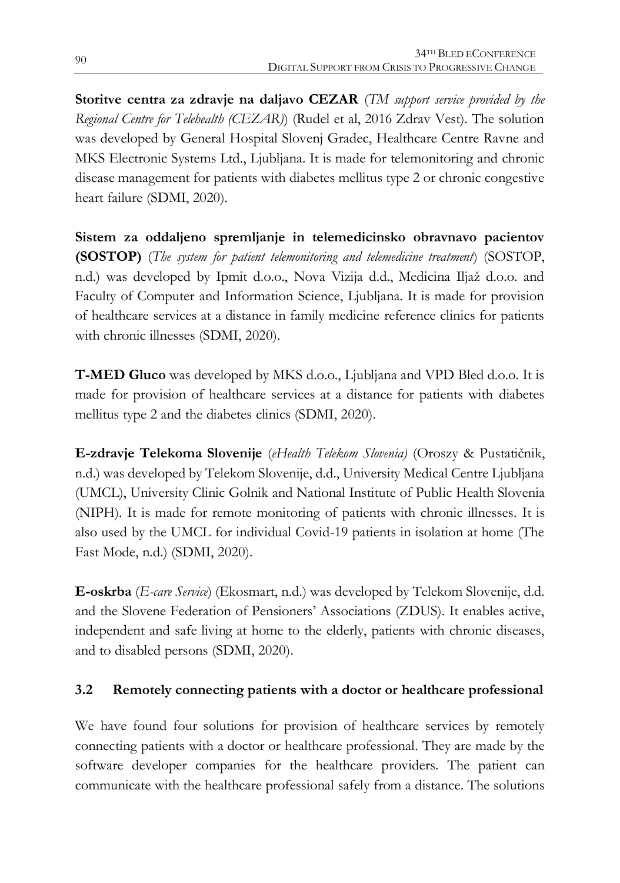**Storitve centra za zdravje na daljavo CEZAR** (*TM support service provided by the Regional Centre for Telehealth (CEZAR)*) (Rudel et al, 2016 Zdrav Vest). The solution was developed by General Hospital Slovenj Gradec, Healthcare Centre Ravne and MKS Electronic Systems Ltd., Ljubljana. It is made for telemonitoring and chronic disease management for patients with diabetes mellitus type 2 or chronic congestive heart failure (SDMI, 2020).

**Sistem za oddaljeno spremljanje in telemedicinsko obravnavo pacientov (SOSTOP)** (*The system for patient telemonitoring and telemedicine treatment*) (SOSTOP, n.d.) was developed by Ipmit d.o.o., Nova Vizija d.d., Medicina Iljaž d.o.o. and Faculty of Computer and Information Science, Ljubljana. It is made for provision of healthcare services at a distance in family medicine reference clinics for patients with chronic illnesses (SDMI, 2020).

**T-MED Gluco** was developed by MKS d.o.o., Ljubljana and VPD Bled d.o.o. It is made for provision of healthcare services at a distance for patients with diabetes mellitus type 2 and the diabetes clinics (SDMI, 2020).

**E-zdravje Telekoma Slovenije** (*eHealth Telekom Slovenia)* (Oroszy & Pustatičnik, n.d.) was developed by Telekom Slovenije, d.d., University Medical Centre Ljubljana (UMCL), University Clinic Golnik and National Institute of Public Health Slovenia (NIPH). It is made for remote monitoring of patients with chronic illnesses. It is also used by the UMCL for individual Covid-19 patients in isolation at home (The Fast Mode, n.d.) (SDMI, 2020).

**E-oskrba** (*E-care Service*) (Ekosmart, n.d.) was developed by Telekom Slovenije, d.d. and the Slovene Federation of Pensioners' Associations (ZDUS). It enables active, independent and safe living at home to the elderly, patients with chronic diseases, and to disabled persons (SDMI, 2020).

### 3.2 Remotely connecting patients with a doctor or healthcare professional

We have found four solutions for provision of healthcare services by remotely connecting patients with a doctor or healthcare professional. They are made by the software developer companies for the healthcare providers. The patient can communicate with the healthcare professional safely from a distance. The solutions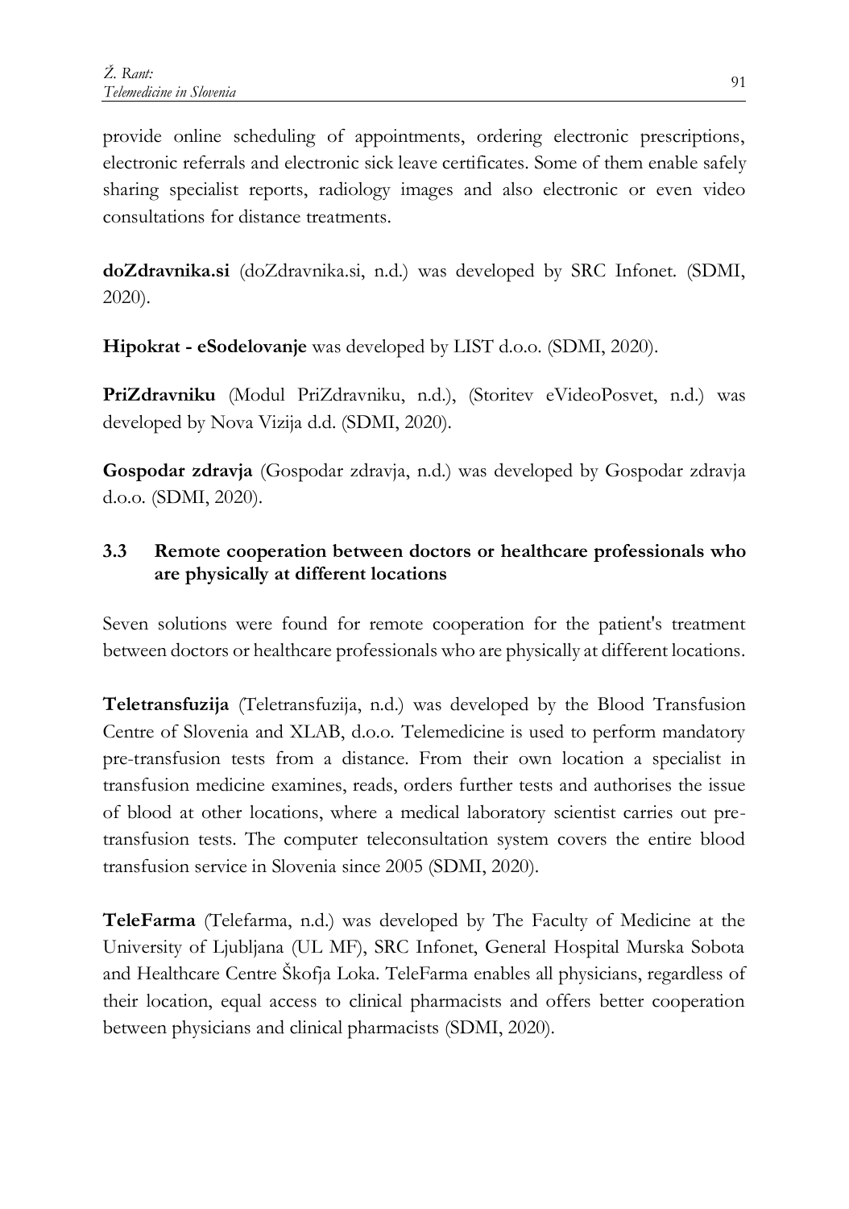provide online scheduling of appointments, ordering electronic prescriptions, electronic referrals and electronic sick leave certificates. Some of them enable safely sharing specialist reports, radiology images and also electronic or even video consultations for distance treatments.

**doZdravnika.si** (doZdravnika.si, n.d.) was developed by SRC Infonet. (SDMI, 2020).

**Hipokrat - eSodelovanje** was developed by LIST d.o.o. (SDMI, 2020).

**PriZdravniku** (Modul PriZdravniku, n.d.), (Storitev eVideoPosvet, n.d.) was developed by Nova Vizija d.d. (SDMI, 2020).

**Gospodar zdravja** (Gospodar zdravja, n.d.) was developed by Gospodar zdravja d.o.o. (SDMI, 2020).

### 3.3 Remote cooperation between doctors or healthcare professionals who are physically at different locations

Seven solutions were found for remote cooperation for the patient's treatment between doctors or healthcare professionals who are physically at different locations.

**Teletransfuzija** (Teletransfuzija, n.d.) was developed by the Blood Transfusion Centre of Slovenia and XLAB, d.o.o. Telemedicine is used to perform mandatory pre-transfusion tests from a distance. From their own location a specialist in transfusion medicine examines, reads, orders further tests and authorises the issue of blood at other locations, where a medical laboratory scientist carries out pre-transfusion tests. The computer teleconsultation system covers the entire blood transfusion service in Slovenia since 2005 (SDMI, 2020).

**TeleFarma** (Telefarma, n.d.) was developed by The Faculty of Medicine at the University of Ljubljana (UL MF), SRC Infonet, General Hospital Murska Sobota and Healthcare Centre Škofja Loka. TeleFarma enables all physicians, regardless of their location, equal access to clinical pharmacists and offers better cooperation between physicians and clinical pharmacists (SDMI, 2020).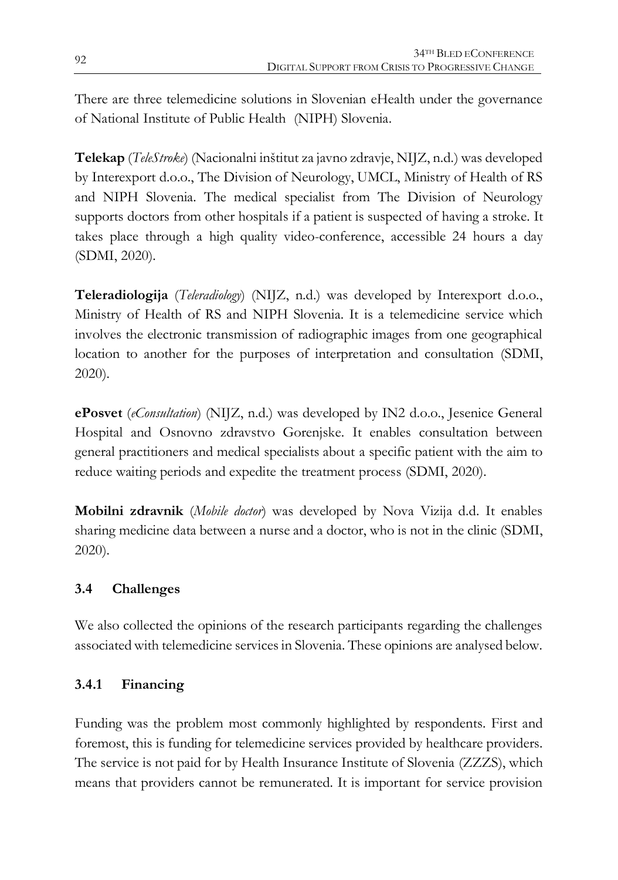There are three telemedicine solutions in Slovenian eHealth under the governance of National Institute of Public Health (NIPH) Slovenia.

**Telekap** (*TeleStroke*) (Nacionalni inštitut za javno zdravje, NIJZ, n.d.) was developed by Interexport d.o.o., The Division of Neurology, UMCL, Ministry of Health of RS and NIPH Slovenia. The medical specialist from The Division of Neurology supports doctors from other hospitals if a patient is suspected of having a stroke. It takes place through a high quality video-conference, accessible 24 hours a day (SDMI, 2020).

**Teleradiologija** (*Teleradiology*) (NIJZ, n.d.) was developed by Interexport d.o.o., Ministry of Health of RS and NIPH Slovenia. It is a telemedicine service which involves the electronic transmission of radiographic images from one geographical location to another for the purposes of interpretation and consultation (SDMI, 2020).

**ePosvet** (*eConsultation*) (NIJZ, n.d.) was developed by IN2 d.o.o., Jesenice General Hospital and Osnovno zdravstvo Gorenjske. It enables consultation between general practitioners and medical specialists about a specific patient with the aim to reduce waiting periods and expedite the treatment process (SDMI, 2020).

**Mobilni zdravnik** (*Mobile doctor*) was developed by Nova Vizija d.d. It enables sharing medicine data between a nurse and a doctor, who is not in the clinic (SDMI, 2020).

### 3.4 Challenges

We also collected the opinions of the research participants regarding the challenges associated with telemedicine services in Slovenia. These opinions are analysed below.

#### 3.4.1 Financing

Funding was the problem most commonly highlighted by respondents. First and foremost, this is funding for telemedicine services provided by healthcare providers. The service is not paid for by Health Insurance Institute of Slovenia (ZZZS), which means that providers cannot be remunerated. It is important for service provision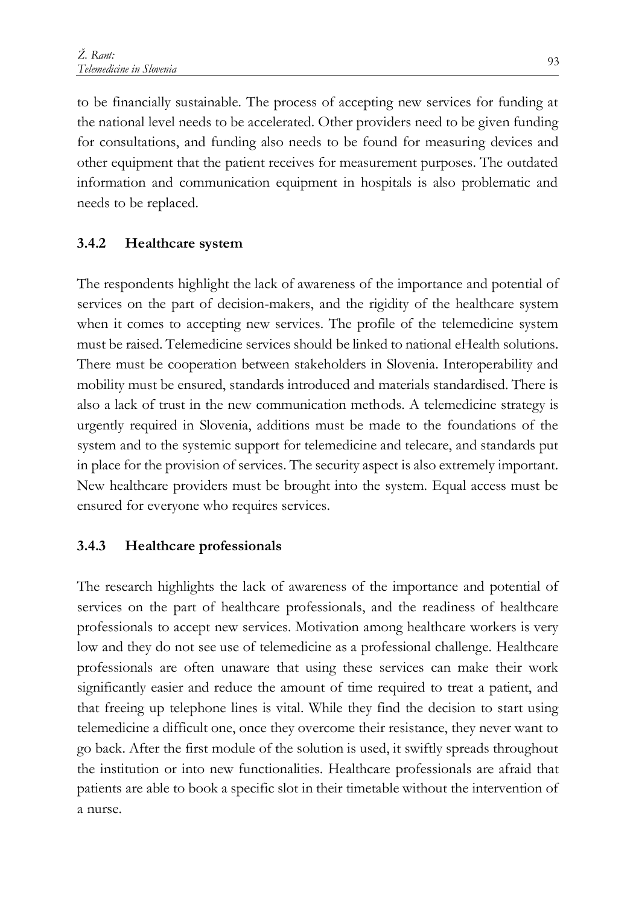to be financially sustainable. The process of accepting new services for funding at the national level needs to be accelerated. Other providers need to be given funding for consultations, and funding also needs to be found for measuring devices and other equipment that the patient receives for measurement purposes. The outdated information and communication equipment in hospitals is also problematic and needs to be replaced.

### 3.4.2 Healthcare system

The respondents highlight the lack of awareness of the importance and potential of services on the part of decision-makers, and the rigidity of the healthcare system when it comes to accepting new services. The profile of the telemedicine system must be raised. Telemedicine services should be linked to national eHealth solutions. There must be cooperation between stakeholders in Slovenia. Interoperability and mobility must be ensured, standards introduced and materials standardised. There is also a lack of trust in the new communication methods. A telemedicine strategy is urgently required in Slovenia, additions must be made to the foundations of the system and to the systemic support for telemedicine and telecare, and standards put in place for the provision of services. The security aspect is also extremely important. New healthcare providers must be brought into the system. Equal access must be ensured for everyone who requires services.

### 3.4.3 Healthcare professionals

The research highlights the lack of awareness of the importance and potential of services on the part of healthcare professionals, and the readiness of healthcare professionals to accept new services. Motivation among healthcare workers is very low and they do not see use of telemedicine as a professional challenge. Healthcare professionals are often unaware that using these services can make their work significantly easier and reduce the amount of time required to treat a patient, and that freeing up telephone lines is vital. While they find the decision to start using telemedicine a difficult one, once they overcome their resistance, they never want to go back. After the first module of the solution is used, it swiftly spreads throughout the institution or into new functionalities. Healthcare professionals are afraid that patients are able to book a specific slot in their timetable without the intervention of a nurse.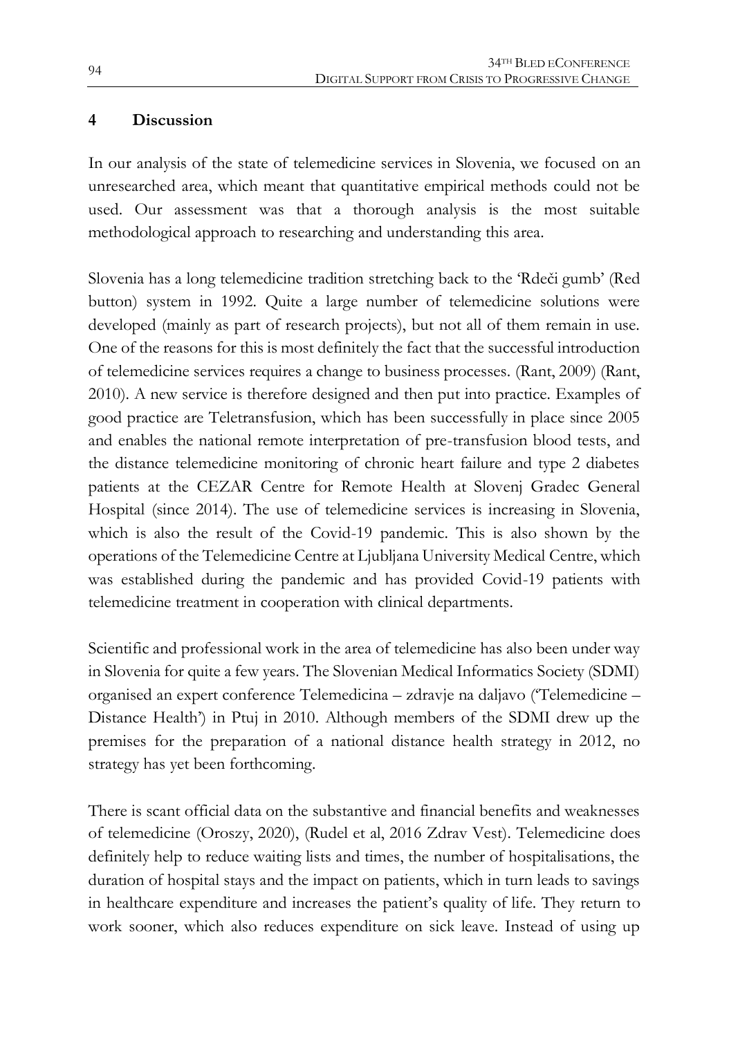## 4 Discussion

In our analysis of the state of telemedicine services in Slovenia, we focused on an unresearched area, which meant that quantitative empirical methods could not be used. Our assessment was that a thorough analysis is the most suitable methodological approach to researching and understanding this area.

Slovenia has a long telemedicine tradition stretching back to the 'Rdeči gumb' (Red button) system in 1992. Quite a large number of telemedicine solutions were developed (mainly as part of research projects), but not all of them remain in use. One of the reasons for this is most definitely the fact that the successful introduction of telemedicine services requires a change to business processes. (Rant, 2009) (Rant, 2010). A new service is therefore designed and then put into practice. Examples of good practice are Teletransfusion, which has been successfully in place since 2005 and enables the national remote interpretation of pre-transfusion blood tests, and the distance telemedicine monitoring of chronic heart failure and type 2 diabetes patients at the CEZAR Centre for Remote Health at Slovenj Gradec General Hospital (since 2014). The use of telemedicine services is increasing in Slovenia, which is also the result of the Covid-19 pandemic. This is also shown by the operations of the Telemedicine Centre at Ljubljana University Medical Centre, which was established during the pandemic and has provided Covid-19 patients with telemedicine treatment in cooperation with clinical departments.

Scientific and professional work in the area of telemedicine has also been under way in Slovenia for quite a few years. The Slovenian Medical Informatics Society (SDMI) organised an expert conference Telemedicina – zdravje na daljavo ('Telemedicine – Distance Health') in Ptuj in 2010. Although members of the SDMI drew up the premises for the preparation of a national distance health strategy in 2012, no strategy has yet been forthcoming.

There is scant official data on the substantive and financial benefits and weaknesses of telemedicine (Oroszy, 2020), (Rudel et al, 2016 Zdrav Vest). Telemedicine does definitely help to reduce waiting lists and times, the number of hospitalisations, the duration of hospital stays and the impact on patients, which in turn leads to savings in healthcare expenditure and increases the patient's quality of life. They return to work sooner, which also reduces expenditure on sick leave. Instead of using up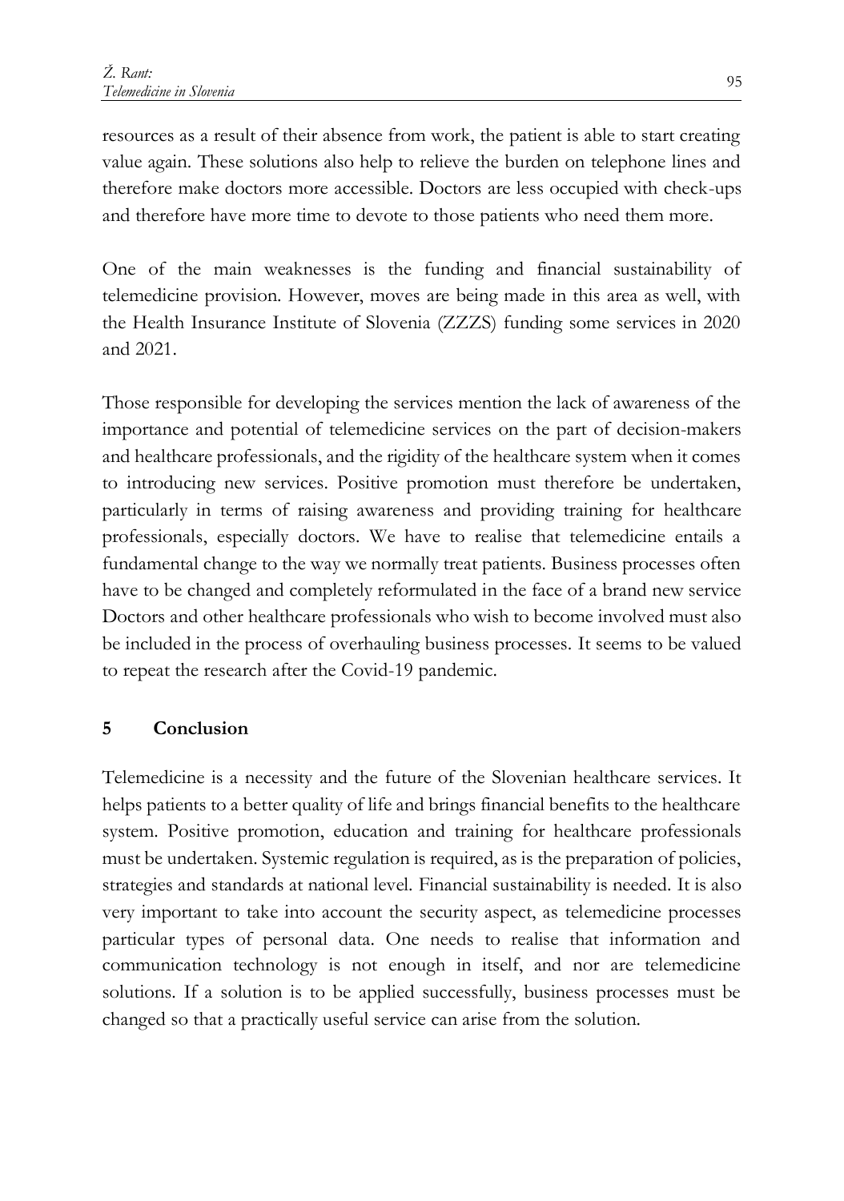resources as a result of their absence from work, the patient is able to start creating value again. These solutions also help to relieve the burden on telephone lines and therefore make doctors more accessible. Doctors are less occupied with check-ups and therefore have more time to devote to those patients who need them more.

One of the main weaknesses is the funding and financial sustainability of telemedicine provision. However, moves are being made in this area as well, with the Health Insurance Institute of Slovenia (ZZZS) funding some services in 2020 and 2021.

Those responsible for developing the services mention the lack of awareness of the importance and potential of telemedicine services on the part of decision-makers and healthcare professionals, and the rigidity of the healthcare system when it comes to introducing new services. Positive promotion must therefore be undertaken, particularly in terms of raising awareness and providing training for healthcare professionals, especially doctors. We have to realise that telemedicine entails a fundamental change to the way we normally treat patients. Business processes often have to be changed and completely reformulated in the face of a brand new service Doctors and other healthcare professionals who wish to become involved must also be included in the process of overhauling business processes. It seems to be valued to repeat the research after the Covid-19 pandemic.

## 5 Conclusion

Telemedicine is a necessity and the future of the Slovenian healthcare services. It helps patients to a better quality of life and brings financial benefits to the healthcare system. Positive promotion, education and training for healthcare professionals must be undertaken. Systemic regulation is required, as is the preparation of policies, strategies and standards at national level. Financial sustainability is needed. It is also very important to take into account the security aspect, as telemedicine processes particular types of personal data. One needs to realise that information and communication technology is not enough in itself, and nor are telemedicine solutions. If a solution is to be applied successfully, business processes must be changed so that a practically useful service can arise from the solution.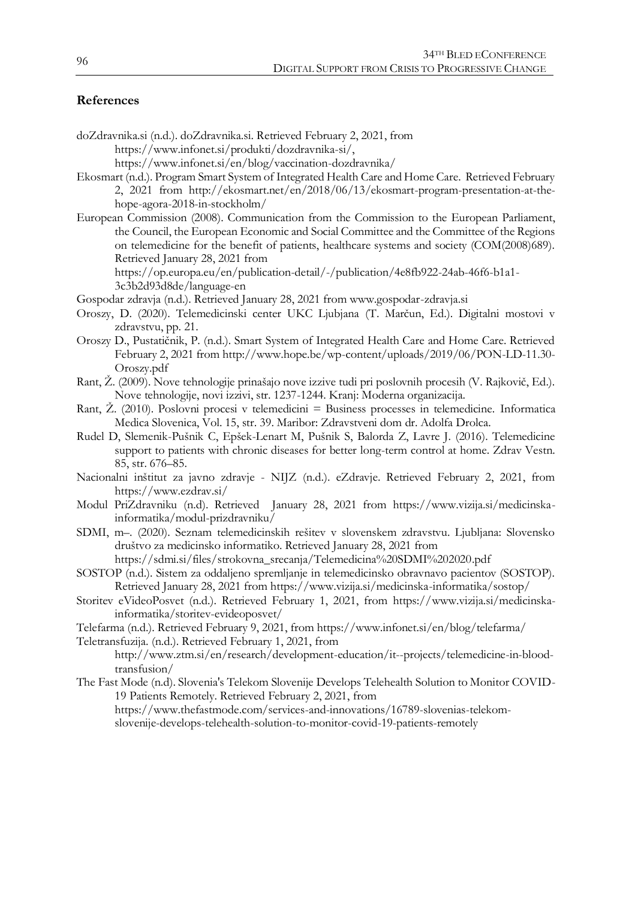## References

doZdravnika.si (n.d.). doZdravnika.si. Retrieved February 2, 2021, from https://www.infonet.si/produkti/dozdravnika-si/, https://www.infonet.si/en/blog/vaccination-dozdravnika/

Ekosmart (n.d.). Program Smart System of Integrated Health Care and Home Care. Retrieved February 2, 2021 from http://ekosmart.net/en/2018/06/13/ekosmart-program-presentation-at-the-hope-agora-2018-in-stockholm/

European Commission (2008). Communication from the Commission to the European Parliament, the Council, the European Economic and Social Committee and the Committee of the Regions on telemedicine for the benefit of patients, healthcare systems and society (COM(2008)689). Retrieved January 28, 2021 from https://op.europa.eu/en/publication-detail/-/publication/4e8fb922-24ab-46f6-b1a1-3c3b2d93d8de/language-en

Gospodar zdravja (n.d.). Retrieved January 28, 2021 from www.gospodar-zdravja.si

Oroszy, D. (2020). Telemedicinski center UKC Ljubjana (T. Marčun, Ed.). Digitalni mostovi v zdravstvu, pp. 21.

Oroszy D., Pustatičnik, P. (n.d.). Smart System of Integrated Health Care and Home Care. Retrieved February 2, 2021 from http://www.hope.be/wp-content/uploads/2019/06/PON-LD-11.30-Oroszy.pdf

Rant, Ž. (2009). Nove tehnologije prinašajo nove izzive tudi pri poslovnih procesih (V. Rajkovič, Ed.). Nove tehnologije, novi izzivi, str. 1237-1244. Kranj: Moderna organizacija.

Rant, Ž. (2010). Poslovni procesi v telemedicini = Business processes in telemedicine. Informatica Medica Slovenica, Vol. 15, str. 39. Maribor: Zdravstveni dom dr. Adolfa Drolca.

Rudel D, Slemenik-Pušnik C, Epšek-Lenart M, Pušnik S, Balorda Z, Lavre J. (2016). Telemedicine support to patients with chronic diseases for better long-term control at home. Zdrav Vestn. 85, str. 676–85.

Nacionalni inštitut za javno zdravje - NIJZ (n.d.). eZdravje. Retrieved February 2, 2021, from https://www.ezdrav.si/

Modul PriZdravniku (n.d). Retrieved January 28, 2021 from https://www.vizija.si/medicinska-informatika/modul-prizdravniku/

SDMI, m–. (2020). Seznam telemedicinskih rešitev v slovenskem zdravstvu. Ljubljana: Slovensko društvo za medicinsko informatiko. Retrieved January 28, 2021 from https://sdmi.si/files/strokovna_srecanja/Telemedicina%20SDMI%202020.pdf

SOSTOP (n.d.). Sistem za oddaljeno spremljanje in telemedicinsko obravnavo pacientov (SOSTOP). Retrieved January 28, 2021 from https://www.vizija.si/medicinska-informatika/sostop/

Storitev eVideoPosvet (n.d.). Retrieved February 1, 2021, from https://www.vizija.si/medicinska-informatika/storitev-evideoposvet/

Telefarma (n.d.). Retrieved February 9, 2021, from https://www.infonet.si/en/blog/telefarma/

Teletransfuzija. (n.d.). Retrieved February 1, 2021, from http://www.ztm.si/en/research/development-education/it--projects/telemedicine-in-blood-transfusion/

The Fast Mode (n.d). Slovenia's Telekom Slovenije Develops Telehealth Solution to Monitor COVID-19 Patients Remotely. Retrieved February 2, 2021, from https://www.thefastmode.com/services-and-innovations/16789-slovenias-telekom-slovenije-develops-telehealth-solution-to-monitor-covid-19-patients-remotely